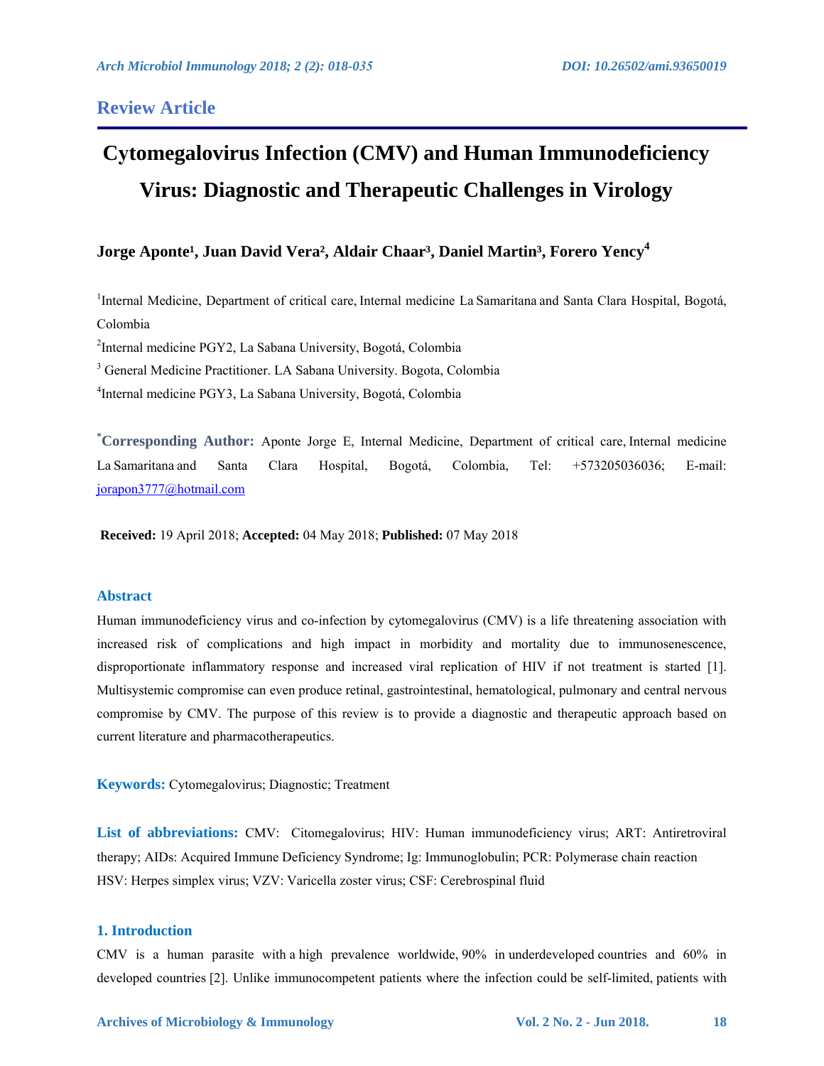## Review Article

# Cytomegalovirus Infection (CMV) and Human Immunodeficiency Virus: Diagnostic and Therapeutic Challenges in Virology

**Jorge Aponte[1], Juan David Vera[2], Aldair Chaar[3], Daniel Martin[3], Forero Yency[4]**

[1]Internal Medicine, Department of critical care, Internal medicine La Samaritana and Santa Clara Hospital, Bogotá, Colombia

[2]Internal medicine PGY2, La Sabana University, Bogotá, Colombia

[3] General Medicine Practitioner. LA Sabana University. Bogota, Colombia

[4]Internal medicine PGY3, La Sabana University, Bogotá, Colombia

**\*Corresponding Author:** Aponte Jorge E, Internal Medicine, Department of critical care, Internal medicine La Samaritana and Santa Clara Hospital, Bogotá, Colombia, Tel: +573205036036; E-mail: jorapon3777@hotmail.com

**Received:** 19 April 2018; **Accepted:** 04 May 2018; **Published:** 07 May 2018

### Abstract

Human immunodeficiency virus and co-infection by cytomegalovirus (CMV) is a life threatening association with increased risk of complications and high impact in morbidity and mortality due to immunosenescence, disproportionate inflammatory response and increased viral replication of HIV if not treatment is started [1]. Multisystemic compromise can even produce retinal, gastrointestinal, hematological, pulmonary and central nervous compromise by CMV. The purpose of this review is to provide a diagnostic and therapeutic approach based on current literature and pharmacotherapeutics.

**Keywords:** Cytomegalovirus; Diagnostic; Treatment

**List of abbreviations:** CMV: Citomegalovirus; HIV: Human immunodeficiency virus; ART: Antiretroviral therapy; AIDs: Acquired Immune Deficiency Syndrome; Ig: Immunoglobulin; PCR: Polymerase chain reaction HSV: Herpes simplex virus; VZV: Varicella zoster virus; CSF: Cerebrospinal fluid

## 1. Introduction

CMV is a human parasite with a high prevalence worldwide, 90% in underdeveloped countries and 60% in developed countries [2]. Unlike immunocompetent patients where the infection could be self-limited, patients with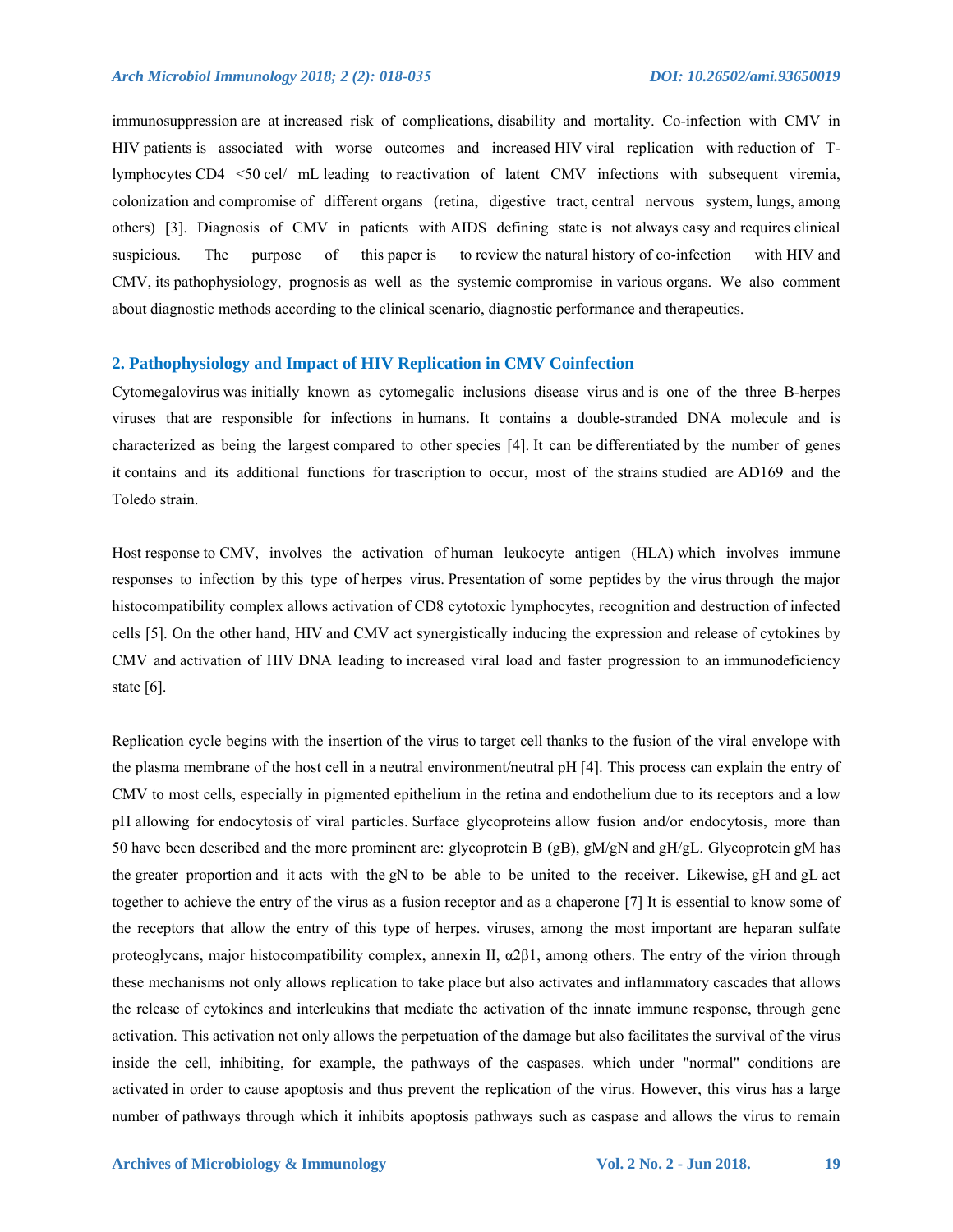immunosuppression are at increased risk of complications, disability and mortality. Co-infection with CMV in HIV patients is associated with worse outcomes and increased HIV viral replication with reduction of T-lymphocytes CD4 <50 cel/ mL leading to reactivation of latent CMV infections with subsequent viremia, colonization and compromise of different organs (retina, digestive tract, central nervous system, lungs, among others) [3]. Diagnosis of CMV in patients with AIDS defining state is not always easy and requires clinical suspicious. The purpose of this paper is to review the natural history of co-infection with HIV and CMV, its pathophysiology, prognosis as well as the systemic compromise in various organs. We also comment about diagnostic methods according to the clinical scenario, diagnostic performance and therapeutics.

## 2. Pathophysiology and Impact of HIV Replication in CMV Coinfection

Cytomegalovirus was initially known as cytomegalic inclusions disease virus and is one of the three B-herpes viruses that are responsible for infections in humans. It contains a double-stranded DNA molecule and is characterized as being the largest compared to other species [4]. It can be differentiated by the number of genes it contains and its additional functions for trascription to occur, most of the strains studied are AD169 and the Toledo strain.

Host response to CMV, involves the activation of human leukocyte antigen (HLA) which involves immune responses to infection by this type of herpes virus. Presentation of some peptides by the virus through the major histocompatibility complex allows activation of CD8 cytotoxic lymphocytes, recognition and destruction of infected cells [5]. On the other hand, HIV and CMV act synergistically inducing the expression and release of cytokines by CMV and activation of HIV DNA leading to increased viral load and faster progression to an immunodeficiency state [6].

Replication cycle begins with the insertion of the virus to target cell thanks to the fusion of the viral envelope with the plasma membrane of the host cell in a neutral environment/neutral pH [4]. This process can explain the entry of CMV to most cells, especially in pigmented epithelium in the retina and endothelium due to its receptors and a low pH allowing for endocytosis of viral particles. Surface glycoproteins allow fusion and/or endocytosis, more than 50 have been described and the more prominent are: glycoprotein B (gB), gM/gN and gH/gL. Glycoprotein gM has the greater proportion and it acts with the gN to be able to be united to the receiver. Likewise, gH and gL act together to achieve the entry of the virus as a fusion receptor and as a chaperone [7] It is essential to know some of the receptors that allow the entry of this type of herpes. viruses, among the most important are heparan sulfate proteoglycans, major histocompatibility complex, annexin II, α2β1, among others. The entry of the virion through these mechanisms not only allows replication to take place but also activates and inflammatory cascades that allows the release of cytokines and interleukins that mediate the activation of the innate immune response, through gene activation. This activation not only allows the perpetuation of the damage but also facilitates the survival of the virus inside the cell, inhibiting, for example, the pathways of the caspases. which under "normal" conditions are activated in order to cause apoptosis and thus prevent the replication of the virus. However, this virus has a large number of pathways through which it inhibits apoptosis pathways such as caspase and allows the virus to remain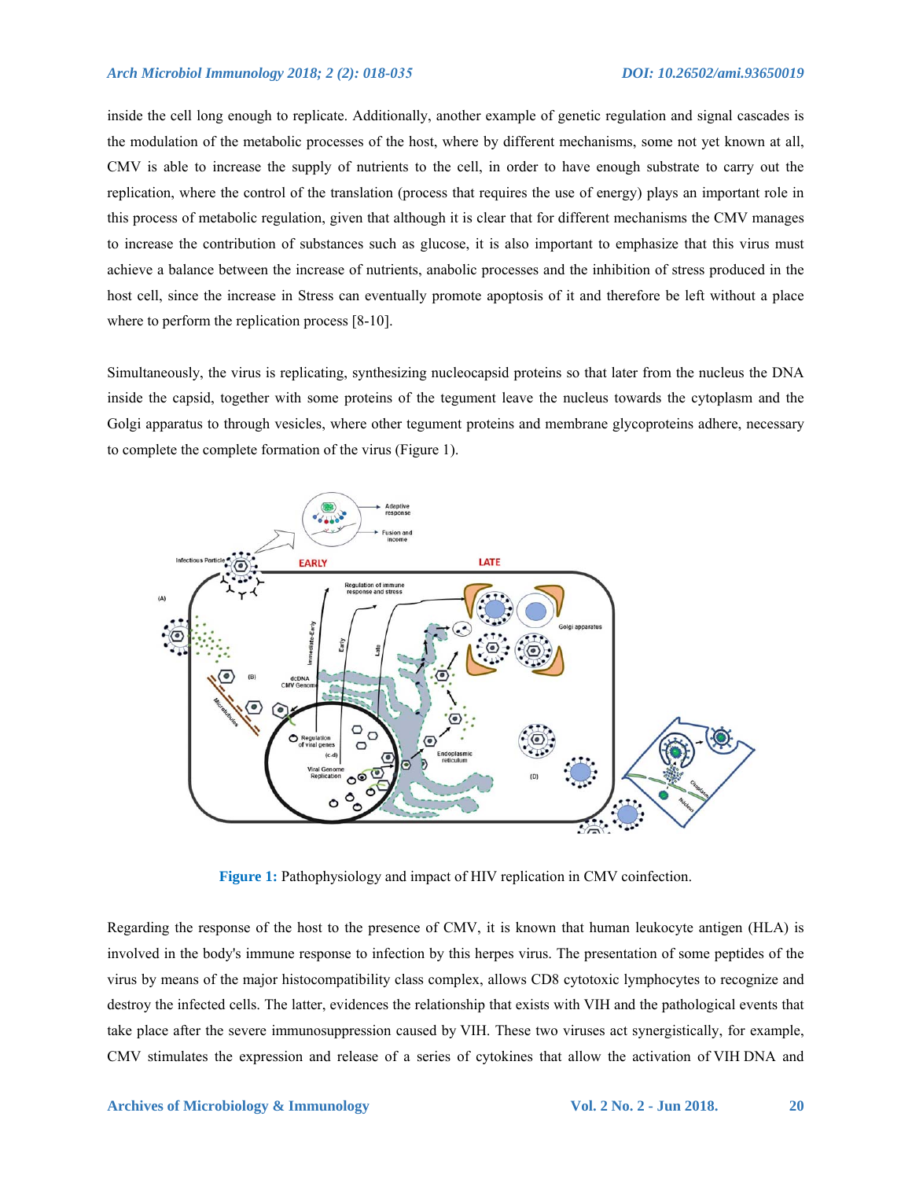inside the cell long enough to replicate. Additionally, another example of genetic regulation and signal cascades is the modulation of the metabolic processes of the host, where by different mechanisms, some not yet known at all, CMV is able to increase the supply of nutrients to the cell, in order to have enough substrate to carry out the replication, where the control of the translation (process that requires the use of energy) plays an important role in this process of metabolic regulation, given that although it is clear that for different mechanisms the CMV manages to increase the contribution of substances such as glucose, it is also important to emphasize that this virus must achieve a balance between the increase of nutrients, anabolic processes and the inhibition of stress produced in the host cell, since the increase in Stress can eventually promote apoptosis of it and therefore be left without a place where to perform the replication process [8-10].

Simultaneously, the virus is replicating, synthesizing nucleocapsid proteins so that later from the nucleus the DNA inside the capsid, together with some proteins of the tegument leave the nucleus towards the cytoplasm and the Golgi apparatus to through vesicles, where other tegument proteins and membrane glycoproteins adhere, necessary to complete the complete formation of the virus (Figure 1).

**Figure 1:** Pathophysiology and impact of HIV replication in CMV coinfection.

Regarding the response of the host to the presence of CMV, it is known that human leukocyte antigen (HLA) is involved in the body's immune response to infection by this herpes virus. The presentation of some peptides of the virus by means of the major histocompatibility class complex, allows CD8 cytotoxic lymphocytes to recognize and destroy the infected cells. The latter, evidences the relationship that exists with VIH and the pathological events that take place after the severe immunosuppression caused by VIH. These two viruses act synergistically, for example, CMV stimulates the expression and release of a series of cytokines that allow the activation of VIH DNA and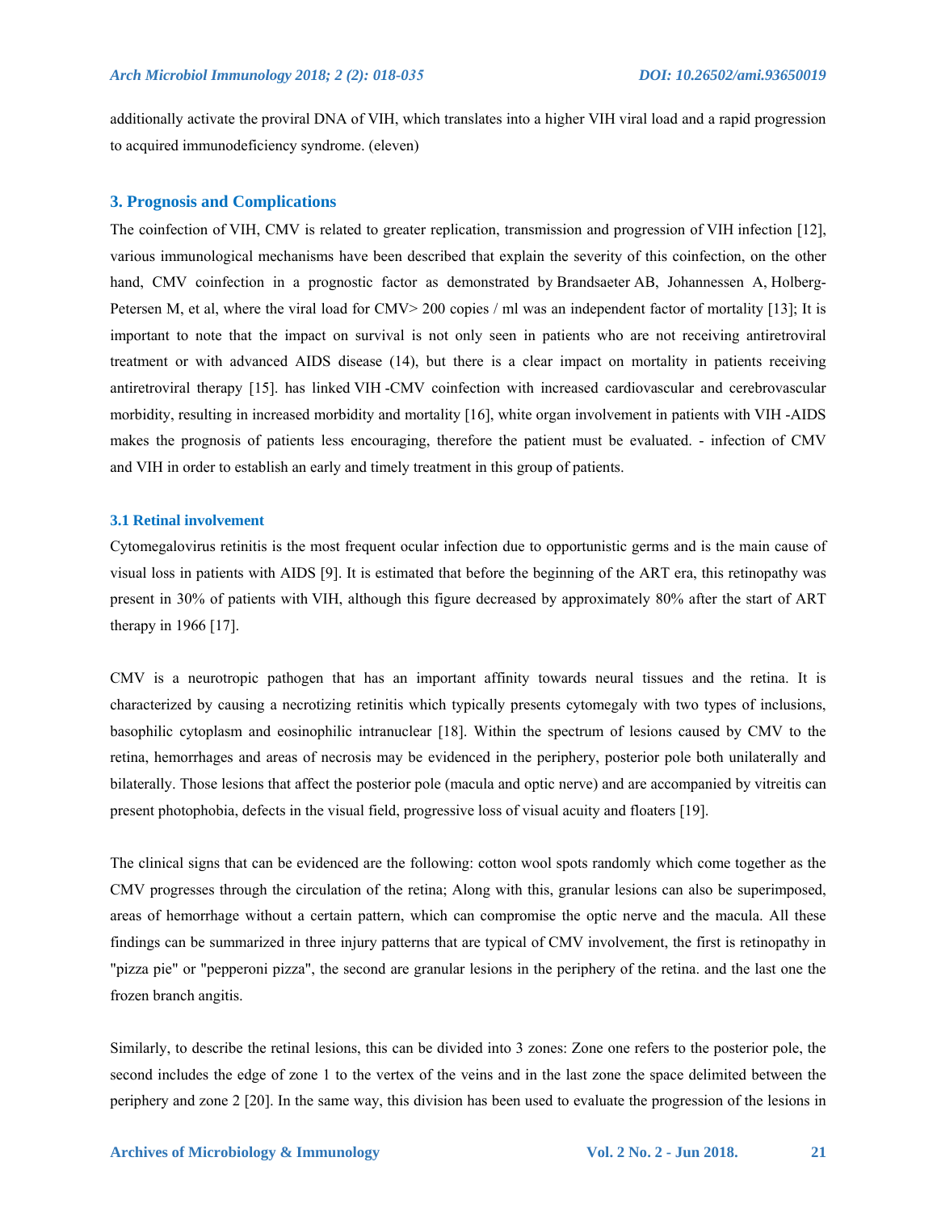additionally activate the proviral DNA of VIH, which translates into a higher VIH viral load and a rapid progression to acquired immunodeficiency syndrome. (eleven)

## 3. Prognosis and Complications

The coinfection of VIH, CMV is related to greater replication, transmission and progression of VIH infection [12], various immunological mechanisms have been described that explain the severity of this coinfection, on the other hand, CMV coinfection in a prognostic factor as demonstrated by Brandsaeter AB, Johannessen A, Holberg-Petersen M, et al, where the viral load for CMV> 200 copies / ml was an independent factor of mortality [13]; It is important to note that the impact on survival is not only seen in patients who are not receiving antiretroviral treatment or with advanced AIDS disease (14), but there is a clear impact on mortality in patients receiving antiretroviral therapy [15]. has linked VIH -CMV coinfection with increased cardiovascular and cerebrovascular morbidity, resulting in increased morbidity and mortality [16], white organ involvement in patients with VIH -AIDS makes the prognosis of patients less encouraging, therefore the patient must be evaluated. - infection of CMV and VIH in order to establish an early and timely treatment in this group of patients.

### 3.1 Retinal involvement

Cytomegalovirus retinitis is the most frequent ocular infection due to opportunistic germs and is the main cause of visual loss in patients with AIDS [9]. It is estimated that before the beginning of the ART era, this retinopathy was present in 30% of patients with VIH, although this figure decreased by approximately 80% after the start of ART therapy in 1966 [17].

CMV is a neurotropic pathogen that has an important affinity towards neural tissues and the retina. It is characterized by causing a necrotizing retinitis which typically presents cytomegaly with two types of inclusions, basophilic cytoplasm and eosinophilic intranuclear [18]. Within the spectrum of lesions caused by CMV to the retina, hemorrhages and areas of necrosis may be evidenced in the periphery, posterior pole both unilaterally and bilaterally. Those lesions that affect the posterior pole (macula and optic nerve) and are accompanied by vitreitis can present photophobia, defects in the visual field, progressive loss of visual acuity and floaters [19].

The clinical signs that can be evidenced are the following: cotton wool spots randomly which come together as the CMV progresses through the circulation of the retina; Along with this, granular lesions can also be superimposed, areas of hemorrhage without a certain pattern, which can compromise the optic nerve and the macula. All these findings can be summarized in three injury patterns that are typical of CMV involvement, the first is retinopathy in "pizza pie" or "pepperoni pizza", the second are granular lesions in the periphery of the retina. and the last one the frozen branch angitis.

Similarly, to describe the retinal lesions, this can be divided into 3 zones: Zone one refers to the posterior pole, the second includes the edge of zone 1 to the vertex of the veins and in the last zone the space delimited between the periphery and zone 2 [20]. In the same way, this division has been used to evaluate the progression of the lesions in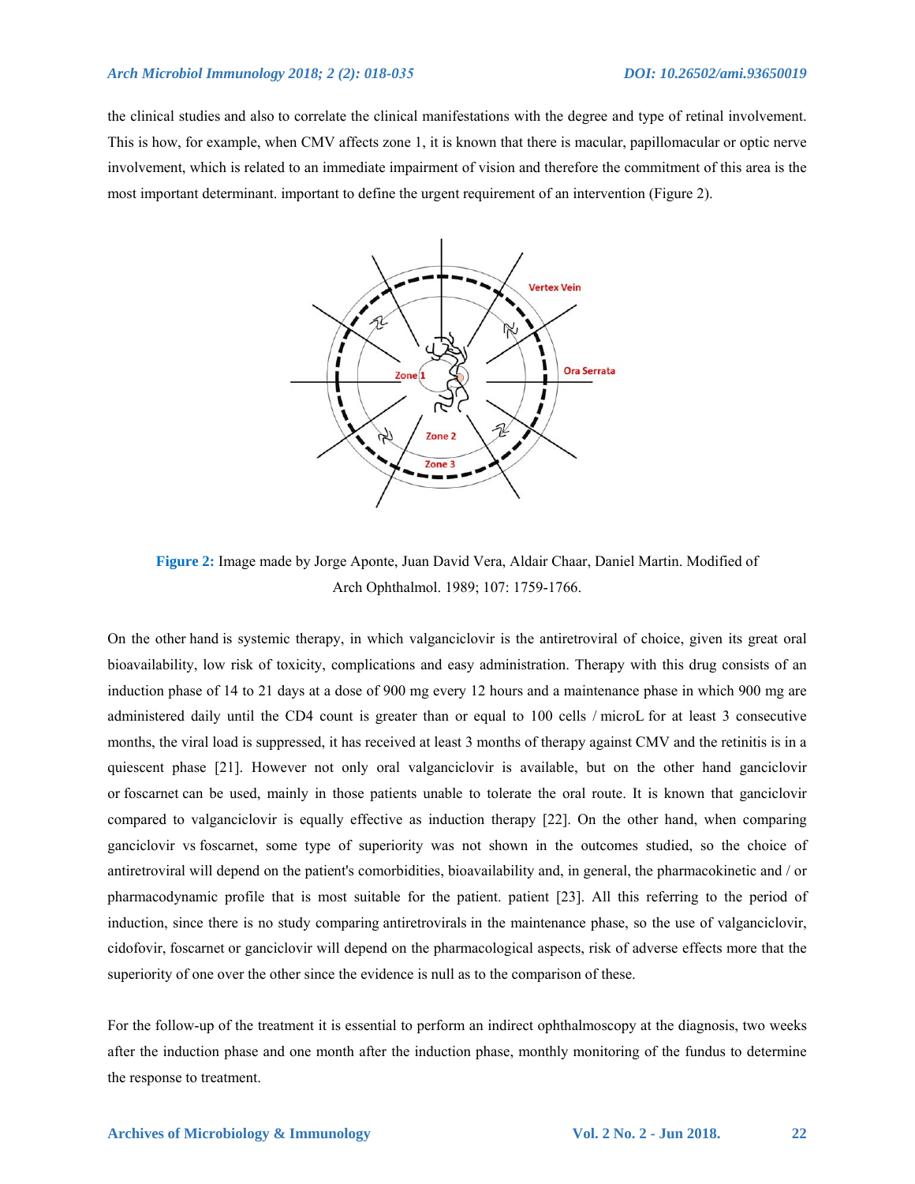the clinical studies and also to correlate the clinical manifestations with the degree and type of retinal involvement. This is how, for example, when CMV affects zone 1, it is known that there is macular, papillomacular or optic nerve involvement, which is related to an immediate impairment of vision and therefore the commitment of this area is the most important determinant. important to define the urgent requirement of an intervention (Figure 2).

**Figure 2:** Image made by Jorge Aponte, Juan David Vera, Aldair Chaar, Daniel Martin. Modified of Arch Ophthalmol. 1989; 107: 1759-1766.

On the other hand is systemic therapy, in which valganciclovir is the antiretroviral of choice, given its great oral bioavailability, low risk of toxicity, complications and easy administration. Therapy with this drug consists of an induction phase of 14 to 21 days at a dose of 900 mg every 12 hours and a maintenance phase in which 900 mg are administered daily until the CD4 count is greater than or equal to 100 cells / microL for at least 3 consecutive months, the viral load is suppressed, it has received at least 3 months of therapy against CMV and the retinitis is in a quiescent phase [21]. However not only oral valganciclovir is available, but on the other hand ganciclovir or foscarnet can be used, mainly in those patients unable to tolerate the oral route. It is known that ganciclovir compared to valganciclovir is equally effective as induction therapy [22]. On the other hand, when comparing ganciclovir vs foscarnet, some type of superiority was not shown in the outcomes studied, so the choice of antiretroviral will depend on the patient's comorbidities, bioavailability and, in general, the pharmacokinetic and / or pharmacodynamic profile that is most suitable for the patient. patient [23]. All this referring to the period of induction, since there is no study comparing antiretrovirals in the maintenance phase, so the use of valganciclovir, cidofovir, foscarnet or ganciclovir will depend on the pharmacological aspects, risk of adverse effects more that the superiority of one over the other since the evidence is null as to the comparison of these.

For the follow-up of the treatment it is essential to perform an indirect ophthalmoscopy at the diagnosis, two weeks after the induction phase and one month after the induction phase, monthly monitoring of the fundus to determine the response to treatment.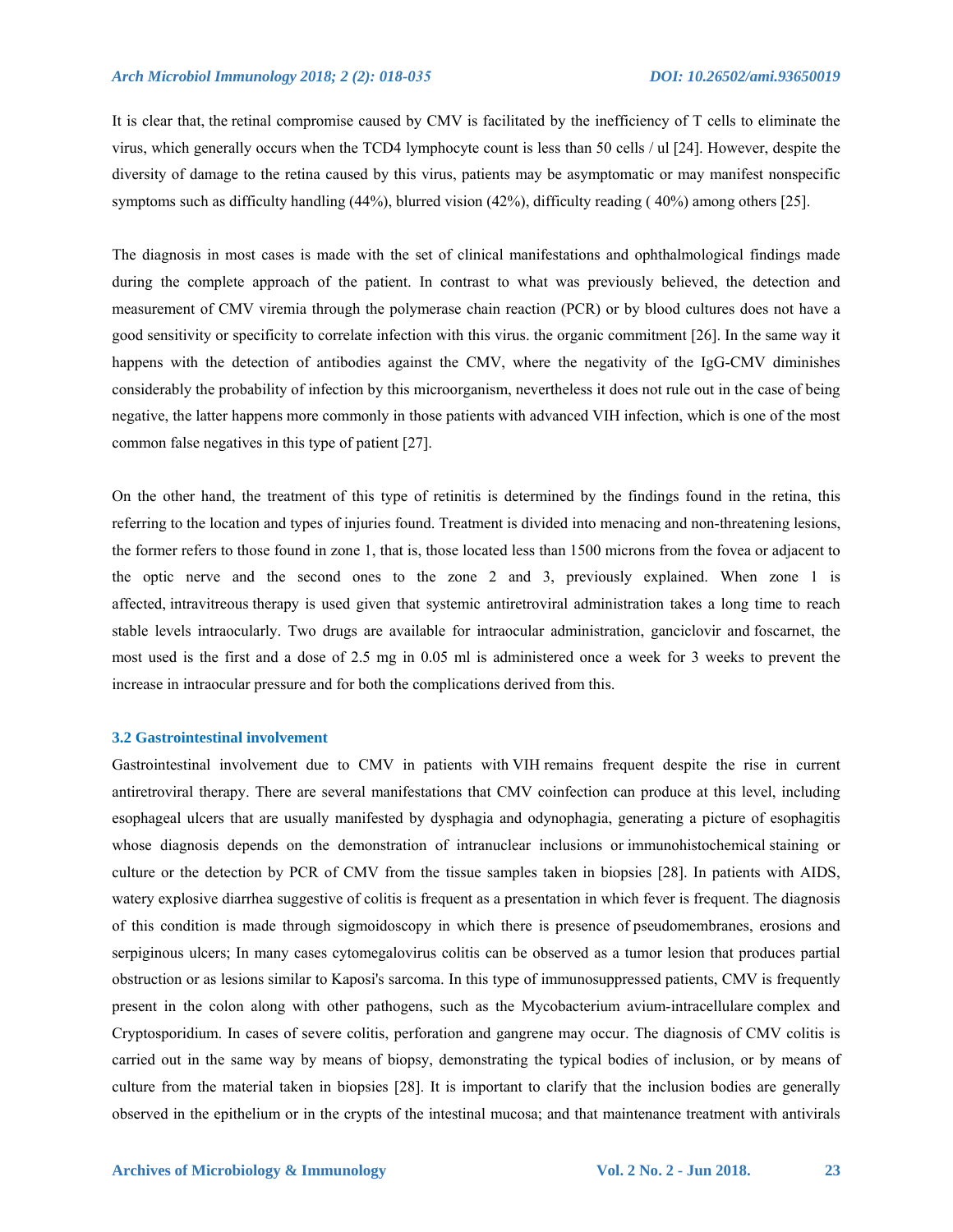It is clear that, the retinal compromise caused by CMV is facilitated by the inefficiency of T cells to eliminate the virus, which generally occurs when the TCD4 lymphocyte count is less than 50 cells / ul [24]. However, despite the diversity of damage to the retina caused by this virus, patients may be asymptomatic or may manifest nonspecific symptoms such as difficulty handling (44%), blurred vision (42%), difficulty reading ( 40%) among others [25].

The diagnosis in most cases is made with the set of clinical manifestations and ophthalmological findings made during the complete approach of the patient. In contrast to what was previously believed, the detection and measurement of CMV viremia through the polymerase chain reaction (PCR) or by blood cultures does not have a good sensitivity or specificity to correlate infection with this virus. the organic commitment [26]. In the same way it happens with the detection of antibodies against the CMV, where the negativity of the IgG-CMV diminishes considerably the probability of infection by this microorganism, nevertheless it does not rule out in the case of being negative, the latter happens more commonly in those patients with advanced VIH infection, which is one of the most common false negatives in this type of patient [27].

On the other hand, the treatment of this type of retinitis is determined by the findings found in the retina, this referring to the location and types of injuries found. Treatment is divided into menacing and non-threatening lesions, the former refers to those found in zone 1, that is, those located less than 1500 microns from the fovea or adjacent to the optic nerve and the second ones to the zone 2 and 3, previously explained. When zone 1 is affected, intravitreous therapy is used given that systemic antiretroviral administration takes a long time to reach stable levels intraocularly. Two drugs are available for intraocular administration, ganciclovir and foscarnet, the most used is the first and a dose of 2.5 mg in 0.05 ml is administered once a week for 3 weeks to prevent the increase in intraocular pressure and for both the complications derived from this.

### 3.2 Gastrointestinal involvement

Gastrointestinal involvement due to CMV in patients with VIH remains frequent despite the rise in current antiretroviral therapy. There are several manifestations that CMV coinfection can produce at this level, including esophageal ulcers that are usually manifested by dysphagia and odynophagia, generating a picture of esophagitis whose diagnosis depends on the demonstration of intranuclear inclusions or immunohistochemical staining or culture or the detection by PCR of CMV from the tissue samples taken in biopsies [28]. In patients with AIDS, watery explosive diarrhea suggestive of colitis is frequent as a presentation in which fever is frequent. The diagnosis of this condition is made through sigmoidoscopy in which there is presence of pseudomembranes, erosions and serpiginous ulcers; In many cases cytomegalovirus colitis can be observed as a tumor lesion that produces partial obstruction or as lesions similar to Kaposi's sarcoma. In this type of immunosuppressed patients, CMV is frequently present in the colon along with other pathogens, such as the Mycobacterium avium-intracellulare complex and Cryptosporidium. In cases of severe colitis, perforation and gangrene may occur. The diagnosis of CMV colitis is carried out in the same way by means of biopsy, demonstrating the typical bodies of inclusion, or by means of culture from the material taken in biopsies [28]. It is important to clarify that the inclusion bodies are generally observed in the epithelium or in the crypts of the intestinal mucosa; and that maintenance treatment with antivirals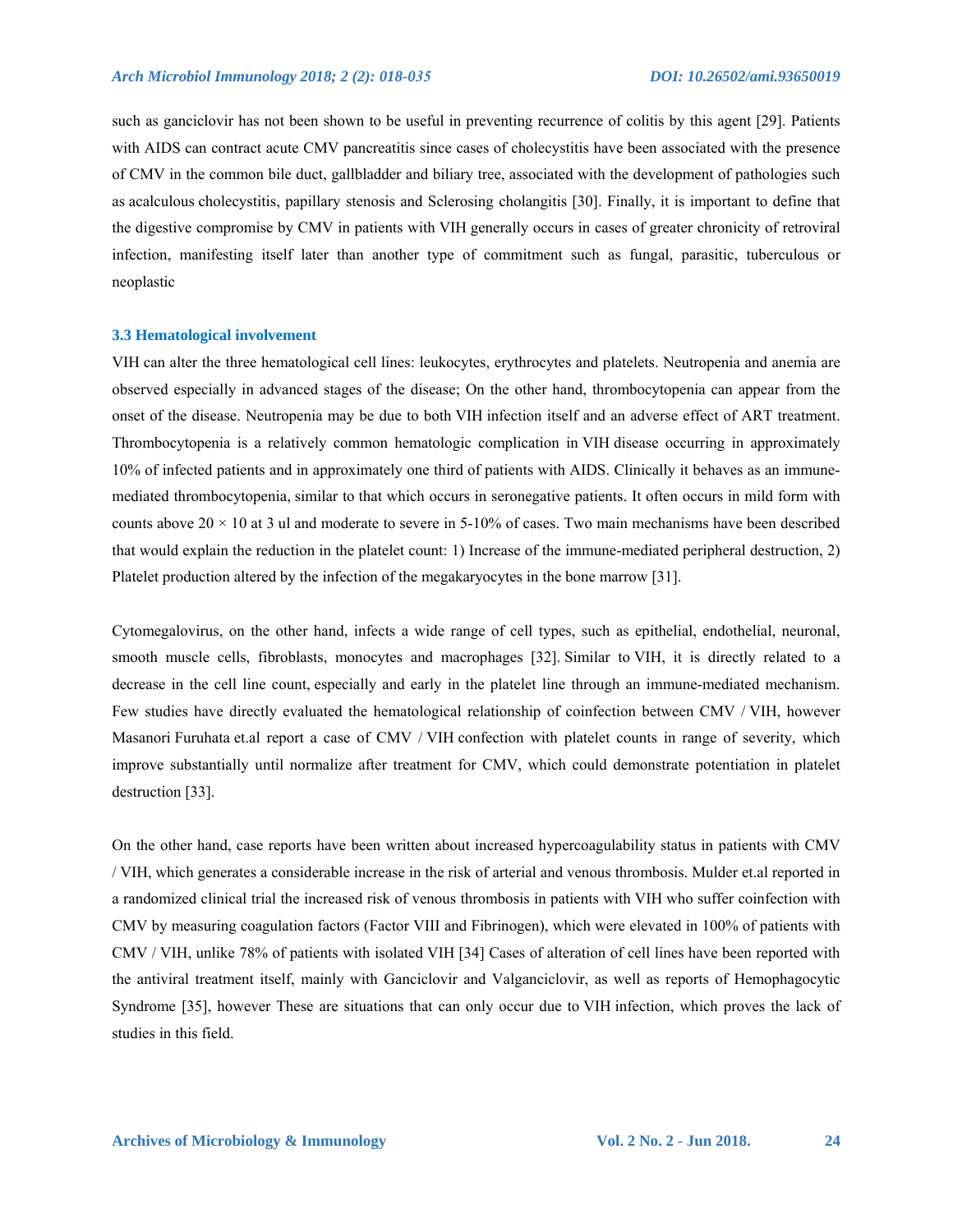such as ganciclovir has not been shown to be useful in preventing recurrence of colitis by this agent [29]. Patients with AIDS can contract acute CMV pancreatitis since cases of cholecystitis have been associated with the presence of CMV in the common bile duct, gallbladder and biliary tree, associated with the development of pathologies such as acalculous cholecystitis, papillary stenosis and Sclerosing cholangitis [30]. Finally, it is important to define that the digestive compromise by CMV in patients with VIH generally occurs in cases of greater chronicity of retroviral infection, manifesting itself later than another type of commitment such as fungal, parasitic, tuberculous or neoplastic

### 3.3 Hematological involvement

VIH can alter the three hematological cell lines: leukocytes, erythrocytes and platelets. Neutropenia and anemia are observed especially in advanced stages of the disease; On the other hand, thrombocytopenia can appear from the onset of the disease. Neutropenia may be due to both VIH infection itself and an adverse effect of ART treatment. Thrombocytopenia is a relatively common hematologic complication in VIH disease occurring in approximately 10% of infected patients and in approximately one third of patients with AIDS. Clinically it behaves as an immune-mediated thrombocytopenia, similar to that which occurs in seronegative patients. It often occurs in mild form with counts above 20 × 10 at 3 ul and moderate to severe in 5-10% of cases. Two main mechanisms have been described that would explain the reduction in the platelet count: 1) Increase of the immune-mediated peripheral destruction, 2) Platelet production altered by the infection of the megakaryocytes in the bone marrow [31].

Cytomegalovirus, on the other hand, infects a wide range of cell types, such as epithelial, endothelial, neuronal, smooth muscle cells, fibroblasts, monocytes and macrophages [32]. Similar to VIH, it is directly related to a decrease in the cell line count, especially and early in the platelet line through an immune-mediated mechanism. Few studies have directly evaluated the hematological relationship of coinfection between CMV / VIH, however Masanori Furuhata et.al report a case of CMV / VIH confection with platelet counts in range of severity, which improve substantially until normalize after treatment for CMV, which could demonstrate potentiation in platelet destruction [33].

On the other hand, case reports have been written about increased hypercoagulability status in patients with CMV / VIH, which generates a considerable increase in the risk of arterial and venous thrombosis. Mulder et.al reported in a randomized clinical trial the increased risk of venous thrombosis in patients with VIH who suffer coinfection with CMV by measuring coagulation factors (Factor VIII and Fibrinogen), which were elevated in 100% of patients with CMV / VIH, unlike 78% of patients with isolated VIH [34] Cases of alteration of cell lines have been reported with the antiviral treatment itself, mainly with Ganciclovir and Valganciclovir, as well as reports of Hemophagocytic Syndrome [35], however These are situations that can only occur due to VIH infection, which proves the lack of studies in this field.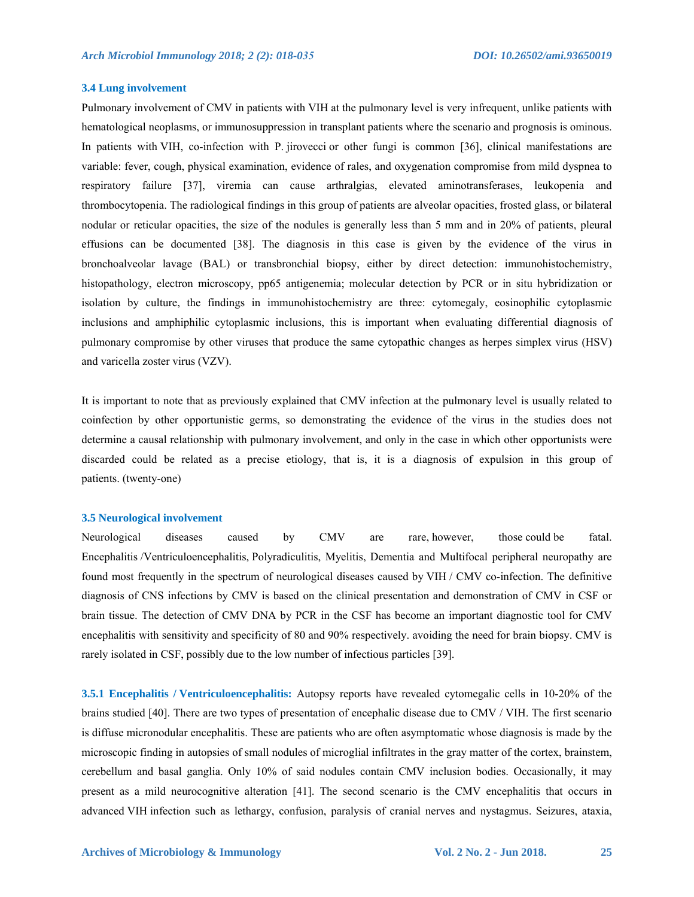### 3.4 Lung involvement

Pulmonary involvement of CMV in patients with VIH at the pulmonary level is very infrequent, unlike patients with hematological neoplasms, or immunosuppression in transplant patients where the scenario and prognosis is ominous. In patients with VIH, co-infection with P. jirovecci or other fungi is common [36], clinical manifestations are variable: fever, cough, physical examination, evidence of rales, and oxygenation compromise from mild dyspnea to respiratory failure [37], viremia can cause arthralgias, elevated aminotransferases, leukopenia and thrombocytopenia. The radiological findings in this group of patients are alveolar opacities, frosted glass, or bilateral nodular or reticular opacities, the size of the nodules is generally less than 5 mm and in 20% of patients, pleural effusions can be documented [38]. The diagnosis in this case is given by the evidence of the virus in bronchoalveolar lavage (BAL) or transbronchial biopsy, either by direct detection: immunohistochemistry, histopathology, electron microscopy, pp65 antigenemia; molecular detection by PCR or in situ hybridization or isolation by culture, the findings in immunohistochemistry are three: cytomegaly, eosinophilic cytoplasmic inclusions and amphiphilic cytoplasmic inclusions, this is important when evaluating differential diagnosis of pulmonary compromise by other viruses that produce the same cytopathic changes as herpes simplex virus (HSV) and varicella zoster virus (VZV).

It is important to note that as previously explained that CMV infection at the pulmonary level is usually related to coinfection by other opportunistic germs, so demonstrating the evidence of the virus in the studies does not determine a causal relationship with pulmonary involvement, and only in the case in which other opportunists were discarded could be related as a precise etiology, that is, it is a diagnosis of expulsion in this group of patients. (twenty-one)

### 3.5 Neurological involvement

Neurological diseases caused by CMV are rare, however, those could be fatal. Encephalitis /Ventriculoencephalitis, Polyradiculitis, Myelitis, Dementia and Multifocal peripheral neuropathy are found most frequently in the spectrum of neurological diseases caused by VIH / CMV co-infection. The definitive diagnosis of CNS infections by CMV is based on the clinical presentation and demonstration of CMV in CSF or brain tissue. The detection of CMV DNA by PCR in the CSF has become an important diagnostic tool for CMV encephalitis with sensitivity and specificity of 80 and 90% respectively. avoiding the need for brain biopsy. CMV is rarely isolated in CSF, possibly due to the low number of infectious particles [39].

**3.5.1 Encephalitis / Ventriculoencephalitis:** Autopsy reports have revealed cytomegalic cells in 10-20% of the brains studied [40]. There are two types of presentation of encephalic disease due to CMV / VIH. The first scenario is diffuse micronodular encephalitis. These are patients who are often asymptomatic whose diagnosis is made by the microscopic finding in autopsies of small nodules of microglial infiltrates in the gray matter of the cortex, brainstem, cerebellum and basal ganglia. Only 10% of said nodules contain CMV inclusion bodies. Occasionally, it may present as a mild neurocognitive alteration [41]. The second scenario is the CMV encephalitis that occurs in advanced VIH infection such as lethargy, confusion, paralysis of cranial nerves and nystagmus. Seizures, ataxia,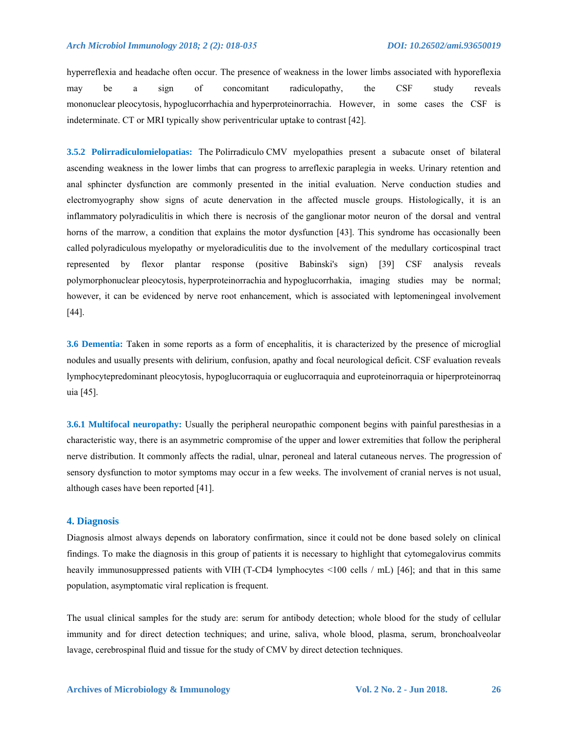hyperreflexia and headache often occur. The presence of weakness in the lower limbs associated with hyporeflexia may be a sign of concomitant radiculopathy, the CSF study reveals mononuclear pleocytosis, hypoglucorrhachia and hyperproteinorrachia. However, in some cases the CSF is indeterminate. CT or MRI typically show periventricular uptake to contrast [42].

**3.5.2 Polirradiculomielopatias:** The Polirradiculo CMV myelopathies present a subacute onset of bilateral ascending weakness in the lower limbs that can progress to arreflexic paraplegia in weeks. Urinary retention and anal sphincter dysfunction are commonly presented in the initial evaluation. Nerve conduction studies and electromyography show signs of acute denervation in the affected muscle groups. Histologically, it is an inflammatory polyradiculitis in which there is necrosis of the ganglionar motor neuron of the dorsal and ventral horns of the marrow, a condition that explains the motor dysfunction [43]. This syndrome has occasionally been called polyradiculous myelopathy or myeloradiculitis due to the involvement of the medullary corticospinal tract represented by flexor plantar response (positive Babinski's sign) [39] CSF analysis reveals polymorphonuclear pleocytosis, hyperproteinorrachia and hypoglucorrhakia, imaging studies may be normal; however, it can be evidenced by nerve root enhancement, which is associated with leptomeningeal involvement [44].

**3.6 Dementia:** Taken in some reports as a form of encephalitis, it is characterized by the presence of microglial nodules and usually presents with delirium, confusion, apathy and focal neurological deficit. CSF evaluation reveals lymphocytepredominant pleocytosis, hypoglucorraquia or euglucorraquia and euproteinorraquia or hiperproteinorraquia [45].

**3.6.1 Multifocal neuropathy:** Usually the peripheral neuropathic component begins with painful paresthesias in a characteristic way, there is an asymmetric compromise of the upper and lower extremities that follow the peripheral nerve distribution. It commonly affects the radial, ulnar, peroneal and lateral cutaneous nerves. The progression of sensory dysfunction to motor symptoms may occur in a few weeks. The involvement of cranial nerves is not usual, although cases have been reported [41].

## 4. Diagnosis

Diagnosis almost always depends on laboratory confirmation, since it could not be done based solely on clinical findings. To make the diagnosis in this group of patients it is necessary to highlight that cytomegalovirus commits heavily immunosuppressed patients with VIH (T-CD4 lymphocytes <100 cells / mL) [46]; and that in this same population, asymptomatic viral replication is frequent.

The usual clinical samples for the study are: serum for antibody detection; whole blood for the study of cellular immunity and for direct detection techniques; and urine, saliva, whole blood, plasma, serum, bronchoalveolar lavage, cerebrospinal fluid and tissue for the study of CMV by direct detection techniques.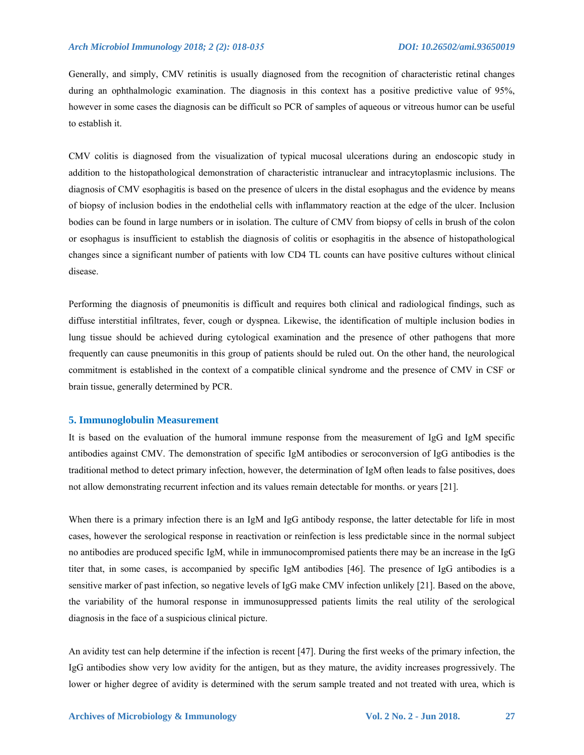Generally, and simply, CMV retinitis is usually diagnosed from the recognition of characteristic retinal changes during an ophthalmologic examination. The diagnosis in this context has a positive predictive value of 95%, however in some cases the diagnosis can be difficult so PCR of samples of aqueous or vitreous humor can be useful to establish it.

CMV colitis is diagnosed from the visualization of typical mucosal ulcerations during an endoscopic study in addition to the histopathological demonstration of characteristic intranuclear and intracytoplasmic inclusions. The diagnosis of CMV esophagitis is based on the presence of ulcers in the distal esophagus and the evidence by means of biopsy of inclusion bodies in the endothelial cells with inflammatory reaction at the edge of the ulcer. Inclusion bodies can be found in large numbers or in isolation. The culture of CMV from biopsy of cells in brush of the colon or esophagus is insufficient to establish the diagnosis of colitis or esophagitis in the absence of histopathological changes since a significant number of patients with low CD4 TL counts can have positive cultures without clinical disease.

Performing the diagnosis of pneumonitis is difficult and requires both clinical and radiological findings, such as diffuse interstitial infiltrates, fever, cough or dyspnea. Likewise, the identification of multiple inclusion bodies in lung tissue should be achieved during cytological examination and the presence of other pathogens that more frequently can cause pneumonitis in this group of patients should be ruled out. On the other hand, the neurological commitment is established in the context of a compatible clinical syndrome and the presence of CMV in CSF or brain tissue, generally determined by PCR.

## 5. Immunoglobulin Measurement

It is based on the evaluation of the humoral immune response from the measurement of IgG and IgM specific antibodies against CMV. The demonstration of specific IgM antibodies or seroconversion of IgG antibodies is the traditional method to detect primary infection, however, the determination of IgM often leads to false positives, does not allow demonstrating recurrent infection and its values remain detectable for months. or years [21].

When there is a primary infection there is an IgM and IgG antibody response, the latter detectable for life in most cases, however the serological response in reactivation or reinfection is less predictable since in the normal subject no antibodies are produced specific IgM, while in immunocompromised patients there may be an increase in the IgG titer that, in some cases, is accompanied by specific IgM antibodies [46]. The presence of IgG antibodies is a sensitive marker of past infection, so negative levels of IgG make CMV infection unlikely [21]. Based on the above, the variability of the humoral response in immunosuppressed patients limits the real utility of the serological diagnosis in the face of a suspicious clinical picture.

An avidity test can help determine if the infection is recent [47]. During the first weeks of the primary infection, the IgG antibodies show very low avidity for the antigen, but as they mature, the avidity increases progressively. The lower or higher degree of avidity is determined with the serum sample treated and not treated with urea, which is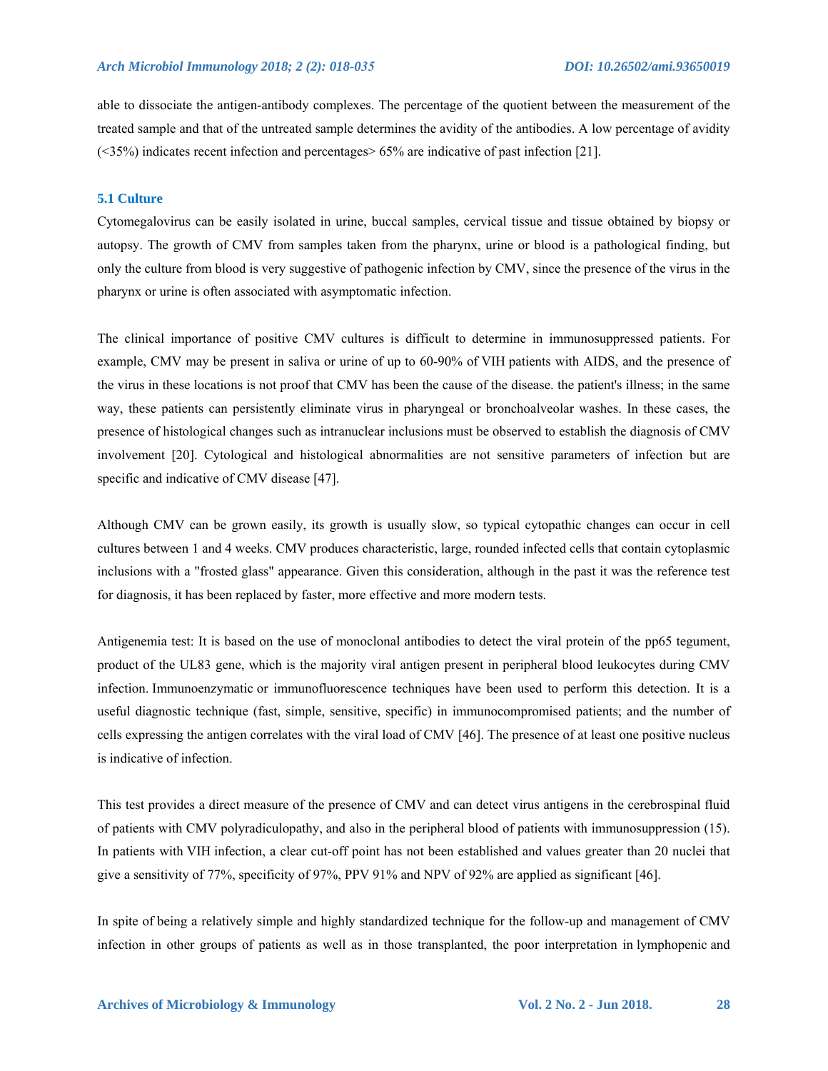able to dissociate the antigen-antibody complexes. The percentage of the quotient between the measurement of the treated sample and that of the untreated sample determines the avidity of the antibodies. A low percentage of avidity (<35%) indicates recent infection and percentages> 65% are indicative of past infection [21].

### 5.1 Culture

Cytomegalovirus can be easily isolated in urine, buccal samples, cervical tissue and tissue obtained by biopsy or autopsy. The growth of CMV from samples taken from the pharynx, urine or blood is a pathological finding, but only the culture from blood is very suggestive of pathogenic infection by CMV, since the presence of the virus in the pharynx or urine is often associated with asymptomatic infection.

The clinical importance of positive CMV cultures is difficult to determine in immunosuppressed patients. For example, CMV may be present in saliva or urine of up to 60-90% of VIH patients with AIDS, and the presence of the virus in these locations is not proof that CMV has been the cause of the disease. the patient's illness; in the same way, these patients can persistently eliminate virus in pharyngeal or bronchoalveolar washes. In these cases, the presence of histological changes such as intranuclear inclusions must be observed to establish the diagnosis of CMV involvement [20]. Cytological and histological abnormalities are not sensitive parameters of infection but are specific and indicative of CMV disease [47].

Although CMV can be grown easily, its growth is usually slow, so typical cytopathic changes can occur in cell cultures between 1 and 4 weeks. CMV produces characteristic, large, rounded infected cells that contain cytoplasmic inclusions with a "frosted glass" appearance. Given this consideration, although in the past it was the reference test for diagnosis, it has been replaced by faster, more effective and more modern tests.

Antigenemia test: It is based on the use of monoclonal antibodies to detect the viral protein of the pp65 tegument, product of the UL83 gene, which is the majority viral antigen present in peripheral blood leukocytes during CMV infection. Immunoenzymatic or immunofluorescence techniques have been used to perform this detection. It is a useful diagnostic technique (fast, simple, sensitive, specific) in immunocompromised patients; and the number of cells expressing the antigen correlates with the viral load of CMV [46]. The presence of at least one positive nucleus is indicative of infection.

This test provides a direct measure of the presence of CMV and can detect virus antigens in the cerebrospinal fluid of patients with CMV polyradiculopathy, and also in the peripheral blood of patients with immunosuppression (15). In patients with VIH infection, a clear cut-off point has not been established and values greater than 20 nuclei that give a sensitivity of 77%, specificity of 97%, PPV 91% and NPV of 92% are applied as significant [46].

In spite of being a relatively simple and highly standardized technique for the follow-up and management of CMV infection in other groups of patients as well as in those transplanted, the poor interpretation in lymphopenic and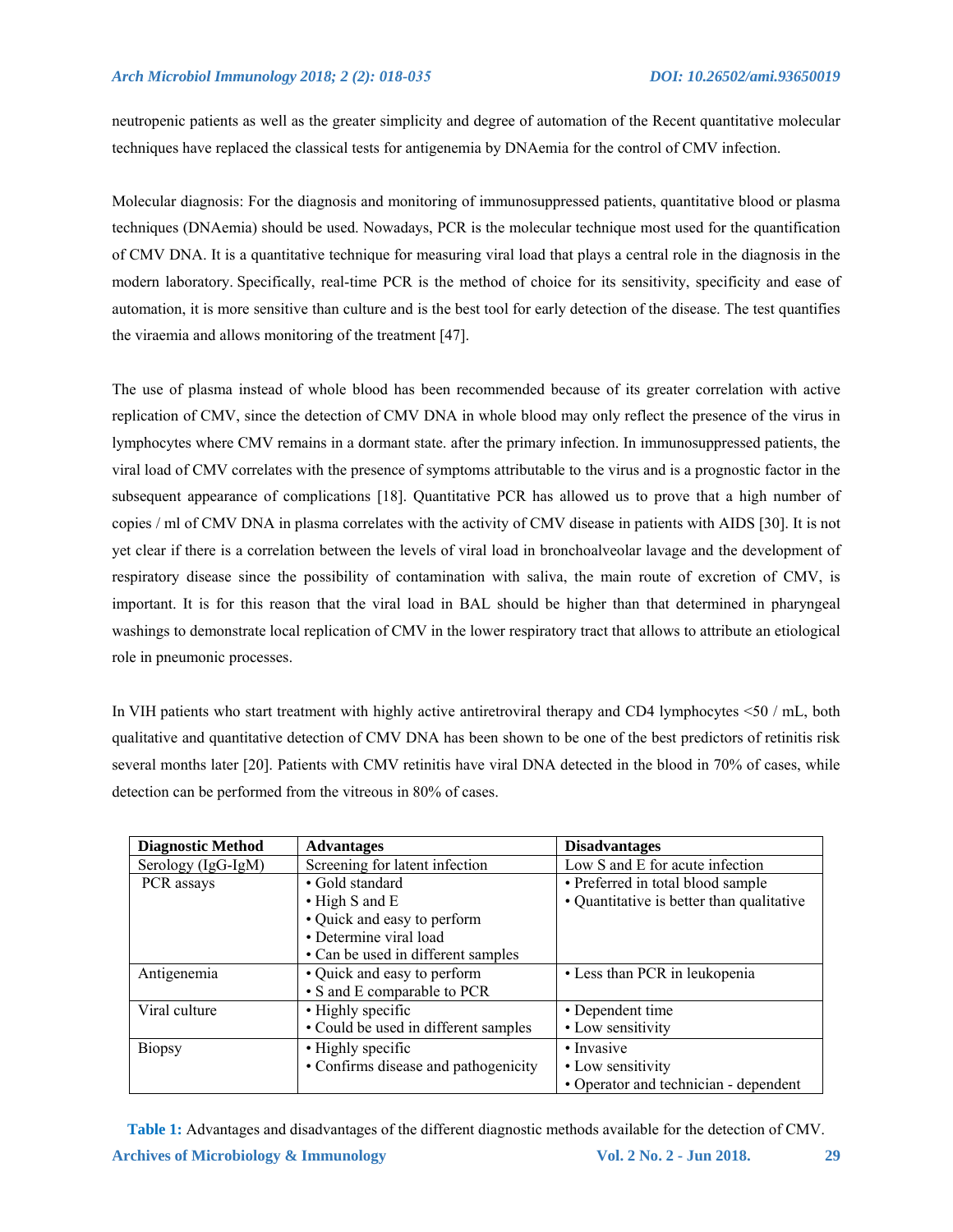neutropenic patients as well as the greater simplicity and degree of automation of the Recent quantitative molecular techniques have replaced the classical tests for antigenemia by DNAemia for the control of CMV infection.

Molecular diagnosis: For the diagnosis and monitoring of immunosuppressed patients, quantitative blood or plasma techniques (DNAemia) should be used. Nowadays, PCR is the molecular technique most used for the quantification of CMV DNA. It is a quantitative technique for measuring viral load that plays a central role in the diagnosis in the modern laboratory. Specifically, real-time PCR is the method of choice for its sensitivity, specificity and ease of automation, it is more sensitive than culture and is the best tool for early detection of the disease. The test quantifies the viraemia and allows monitoring of the treatment [47].

The use of plasma instead of whole blood has been recommended because of its greater correlation with active replication of CMV, since the detection of CMV DNA in whole blood may only reflect the presence of the virus in lymphocytes where CMV remains in a dormant state. after the primary infection. In immunosuppressed patients, the viral load of CMV correlates with the presence of symptoms attributable to the virus and is a prognostic factor in the subsequent appearance of complications [18]. Quantitative PCR has allowed us to prove that a high number of copies / ml of CMV DNA in plasma correlates with the activity of CMV disease in patients with AIDS [30]. It is not yet clear if there is a correlation between the levels of viral load in bronchoalveolar lavage and the development of respiratory disease since the possibility of contamination with saliva, the main route of excretion of CMV, is important. It is for this reason that the viral load in BAL should be higher than that determined in pharyngeal washings to demonstrate local replication of CMV in the lower respiratory tract that allows to attribute an etiological role in pneumonic processes.

In VIH patients who start treatment with highly active antiretroviral therapy and CD4 lymphocytes <50 / mL, both qualitative and quantitative detection of CMV DNA has been shown to be one of the best predictors of retinitis risk several months later [20]. Patients with CMV retinitis have viral DNA detected in the blood in 70% of cases, while detection can be performed from the vitreous in 80% of cases.

| Diagnostic Method | Advantages | Disadvantages |
| --- | --- | --- |
| Serology (IgG-IgM) | Screening for latent infection | Low S and E for acute infection |
| PCR assays | • Gold standard<br>• High S and E<br>• Quick and easy to perform<br>• Determine viral load<br>• Can be used in different samples | • Preferred in total blood sample<br>• Quantitative is better than qualitative |
| Antigenemia | • Quick and easy to perform<br>• S and E comparable to PCR | • Less than PCR in leukopenia |
| Viral culture | • Highly specific<br>• Could be used in different samples | • Dependent time<br>• Low sensitivity |
| Biopsy | • Highly specific<br>• Confirms disease and pathogenicity | • Invasive<br>• Low sensitivity<br>• Operator and technician - dependent |

**Table 1:** Advantages and disadvantages of the different diagnostic methods available for the detection of CMV.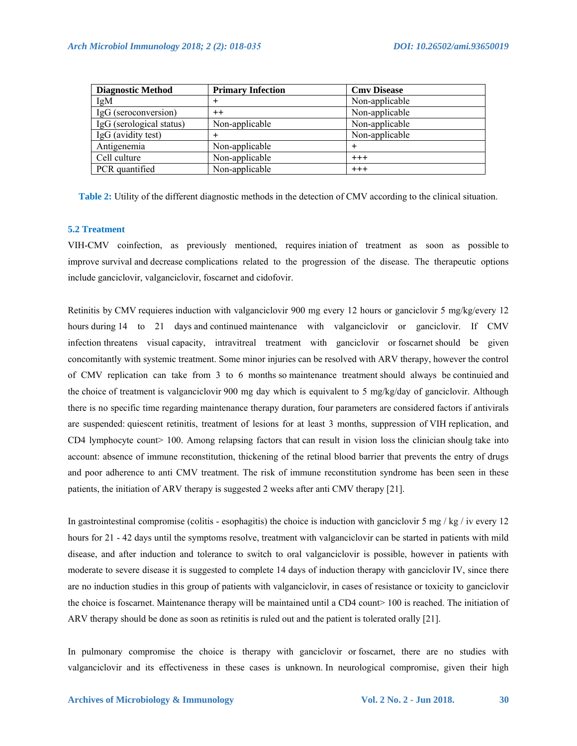| Diagnostic Method | Primary Infection | Cmv Disease |
| --- | --- | --- |
| IgM | + | Non-applicable |
| IgG (seroconversion) | ++ | Non-applicable |
| IgG (serological status) | Non-applicable | Non-applicable |
| IgG (avidity test) | + | Non-applicable |
| Antigenemia | Non-applicable | + |
| Cell culture | Non-applicable | +++ |
| PCR quantified | Non-applicable | +++ |

**Table 2:** Utility of the different diagnostic methods in the detection of CMV according to the clinical situation.

### 5.2 Treatment

VIH-CMV coinfection, as previously mentioned, requires iniation of treatment as soon as possible to improve survival and decrease complications related to the progression of the disease. The therapeutic options include ganciclovir, valganciclovir, foscarnet and cidofovir.

Retinitis by CMV requieres induction with valganciclovir 900 mg every 12 hours or ganciclovir 5 mg/kg/every 12 hours during 14 to 21 days and continued maintenance with valganciclovir or ganciclovir. If CMV infection threatens visual capacity, intravitreal treatment with ganciclovir or foscarnet should be given concomitantly with systemic treatment. Some minor injuries can be resolved with ARV therapy, however the control of CMV replication can take from 3 to 6 months so maintenance treatment should always be continuied and the choice of treatment is valganciclovir 900 mg day which is equivalent to 5 mg/kg/day of ganciclovir. Although there is no specific time regarding maintenance therapy duration, four parameters are considered factors if antivirals are suspended: quiescent retinitis, treatment of lesions for at least 3 months, suppression of VIH replication, and CD4 lymphocyte count> 100. Among relapsing factors that can result in vision loss the clinician shoulg take into account: absence of immune reconstitution, thickening of the retinal blood barrier that prevents the entry of drugs and poor adherence to anti CMV treatment. The risk of immune reconstitution syndrome has been seen in these patients, the initiation of ARV therapy is suggested 2 weeks after anti CMV therapy [21].

In gastrointestinal compromise (colitis - esophagitis) the choice is induction with ganciclovir 5 mg / kg / iv every 12 hours for 21 - 42 days until the symptoms resolve, treatment with valganciclovir can be started in patients with mild disease, and after induction and tolerance to switch to oral valganciclovir is possible, however in patients with moderate to severe disease it is suggested to complete 14 days of induction therapy with ganciclovir IV, since there are no induction studies in this group of patients with valganciclovir, in cases of resistance or toxicity to ganciclovir the choice is foscarnet. Maintenance therapy will be maintained until a CD4 count> 100 is reached. The initiation of ARV therapy should be done as soon as retinitis is ruled out and the patient is tolerated orally [21].

In pulmonary compromise the choice is therapy with ganciclovir or foscarnet, there are no studies with valganciclovir and its effectiveness in these cases is unknown. In neurological compromise, given their high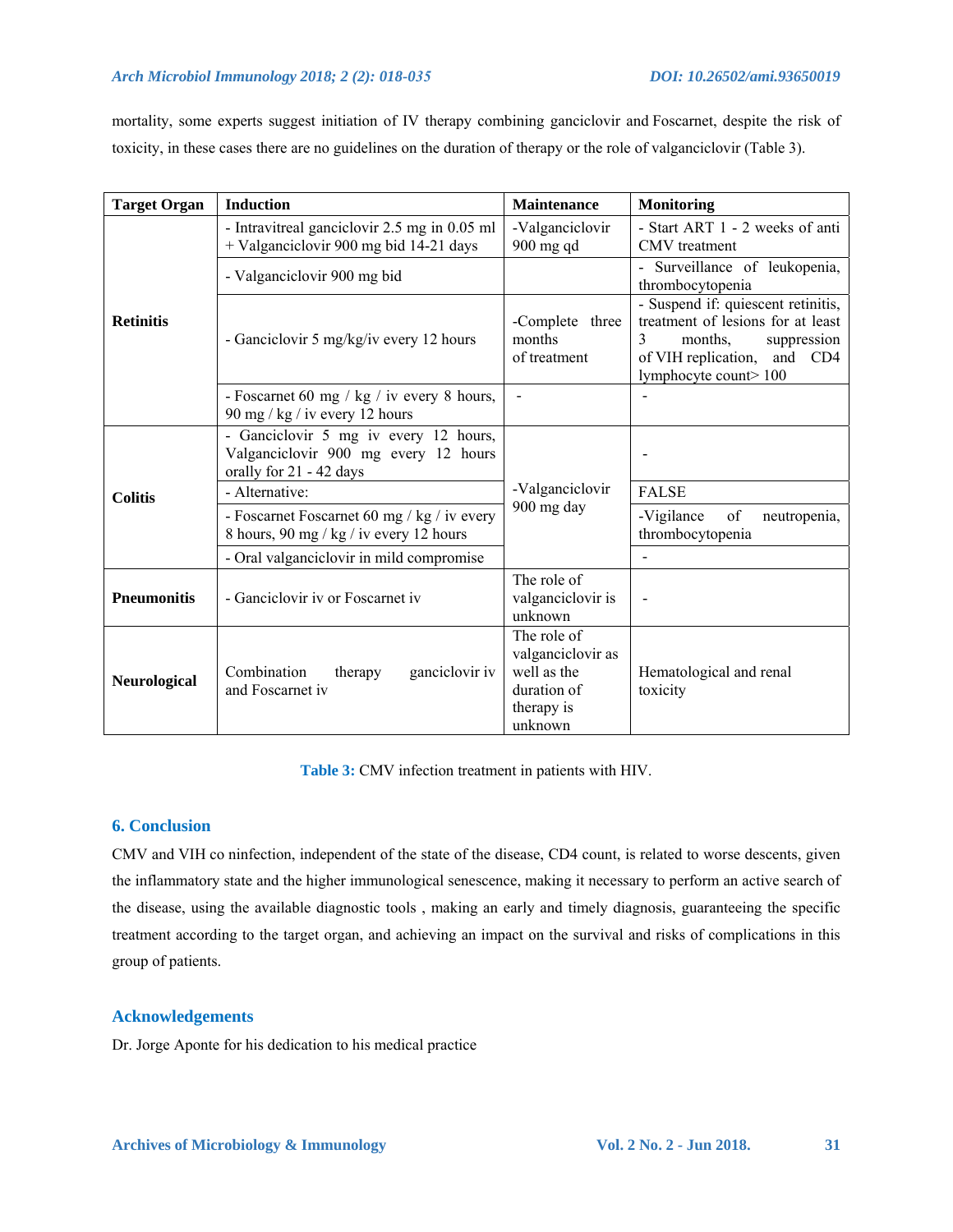mortality, some experts suggest initiation of IV therapy combining ganciclovir and Foscarnet, despite the risk of toxicity, in these cases there are no guidelines on the duration of therapy or the role of valganciclovir (Table 3).

| Target Organ | Induction | Maintenance | Monitoring |
|---|---|---|---|
| Retinitis | - Intravitreal ganciclovir 2.5 mg in 0.05 ml + Valganciclovir 900 mg bid 14-21 days | -Valganciclovir 900 mg qd | - Start ART 1 - 2 weeks of anti CMV treatment |
| | - Valganciclovir 900 mg bid | | - Surveillance of leukopenia, thrombocytopenia |
| | - Ganciclovir 5 mg/kg/iv every 12 hours | -Complete three months of treatment | - Suspend if: quiescent retinitis, treatment of lesions for at least 3 months, suppression of VIH replication, and CD4 lymphocyte count> 100 |
| | - Foscarnet 60 mg / kg / iv every 8 hours, 90 mg / kg / iv every 12 hours | - | - |
| Colitis | - Ganciclovir 5 mg iv every 12 hours, Valganciclovir 900 mg every 12 hours orally for 21 - 42 days | -Valganciclovir 900 mg day | - |
| | - Alternative: | | FALSE |
| | - Foscarnet Foscarnet 60 mg / kg / iv every 8 hours, 90 mg / kg / iv every 12 hours | | -Vigilance of neutropenia, thrombocytopenia |
| | - Oral valganciclovir in mild compromise | | - |
| Pneumonitis | - Ganciclovir iv or Foscarnet iv | The role of valganciclovir is unknown | - |
| Neurological | Combination therapy ganciclovir iv and Foscarnet iv | The role of valganciclovir as well as the duration of therapy is unknown | Hematological and renal toxicity |

**Table 3:** CMV infection treatment in patients with HIV.

## 6. Conclusion

CMV and VIH co ninfection, independent of the state of the disease, CD4 count, is related to worse descents, given the inflammatory state and the higher immunological senescence, making it necessary to perform an active search of the disease, using the available diagnostic tools , making an early and timely diagnosis, guaranteeing the specific treatment according to the target organ, and achieving an impact on the survival and risks of complications in this group of patients.

## Acknowledgements

Dr. Jorge Aponte for his dedication to his medical practice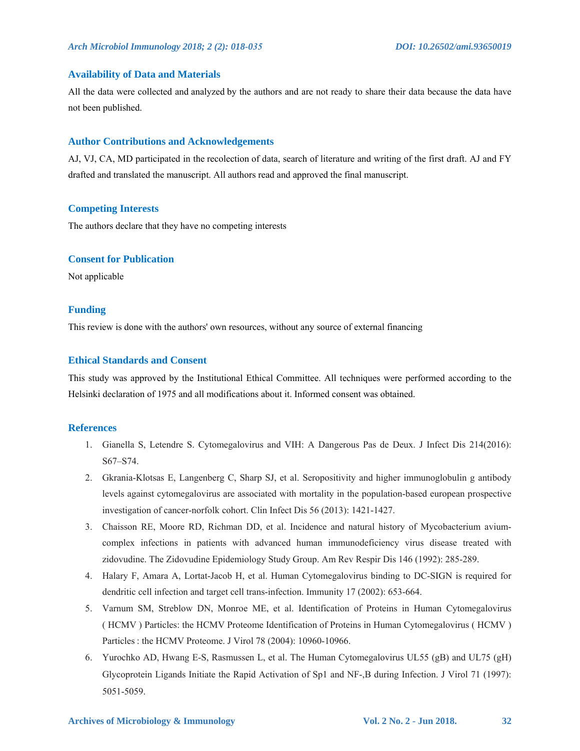## Availability of Data and Materials

All the data were collected and analyzed by the authors and are not ready to share their data because the data have not been published.

## Author Contributions and Acknowledgements

AJ, VJ, CA, MD participated in the recolection of data, search of literature and writing of the first draft. AJ and FY drafted and translated the manuscript. All authors read and approved the final manuscript.

## Competing Interests

The authors declare that they have no competing interests

## Consent for Publication

Not applicable

## Funding

This review is done with the authors' own resources, without any source of external financing

## Ethical Standards and Consent

This study was approved by the Institutional Ethical Committee. All techniques were performed according to the Helsinki declaration of 1975 and all modifications about it. Informed consent was obtained.

## References

1. Gianella S, Letendre S. Cytomegalovirus and VIH: A Dangerous Pas de Deux. J Infect Dis 214(2016): S67–S74.
2. Gkrania-Klotsas E, Langenberg C, Sharp SJ, et al. Seropositivity and higher immunoglobulin g antibody levels against cytomegalovirus are associated with mortality in the population-based european prospective investigation of cancer-norfolk cohort. Clin Infect Dis 56 (2013): 1421-1427.
3. Chaisson RE, Moore RD, Richman DD, et al. Incidence and natural history of Mycobacterium avium-complex infections in patients with advanced human immunodeficiency virus disease treated with zidovudine. The Zidovudine Epidemiology Study Group. Am Rev Respir Dis 146 (1992): 285-289.
4. Halary F, Amara A, Lortat-Jacob H, et al. Human Cytomegalovirus binding to DC-SIGN is required for dendritic cell infection and target cell trans-infection. Immunity 17 (2002): 653-664.
5. Varnum SM, Streblow DN, Monroe ME, et al. Identification of Proteins in Human Cytomegalovirus ( HCMV ) Particles: the HCMV Proteome Identification of Proteins in Human Cytomegalovirus ( HCMV ) Particles : the HCMV Proteome. J Virol 78 (2004): 10960-10966.
6. Yurochko AD, Hwang E-S, Rasmussen L, et al. The Human Cytomegalovirus UL55 (gB) and UL75 (gH) Glycoprotein Ligands Initiate the Rapid Activation of Sp1 and NF-,B during Infection. J Virol 71 (1997): 5051-5059.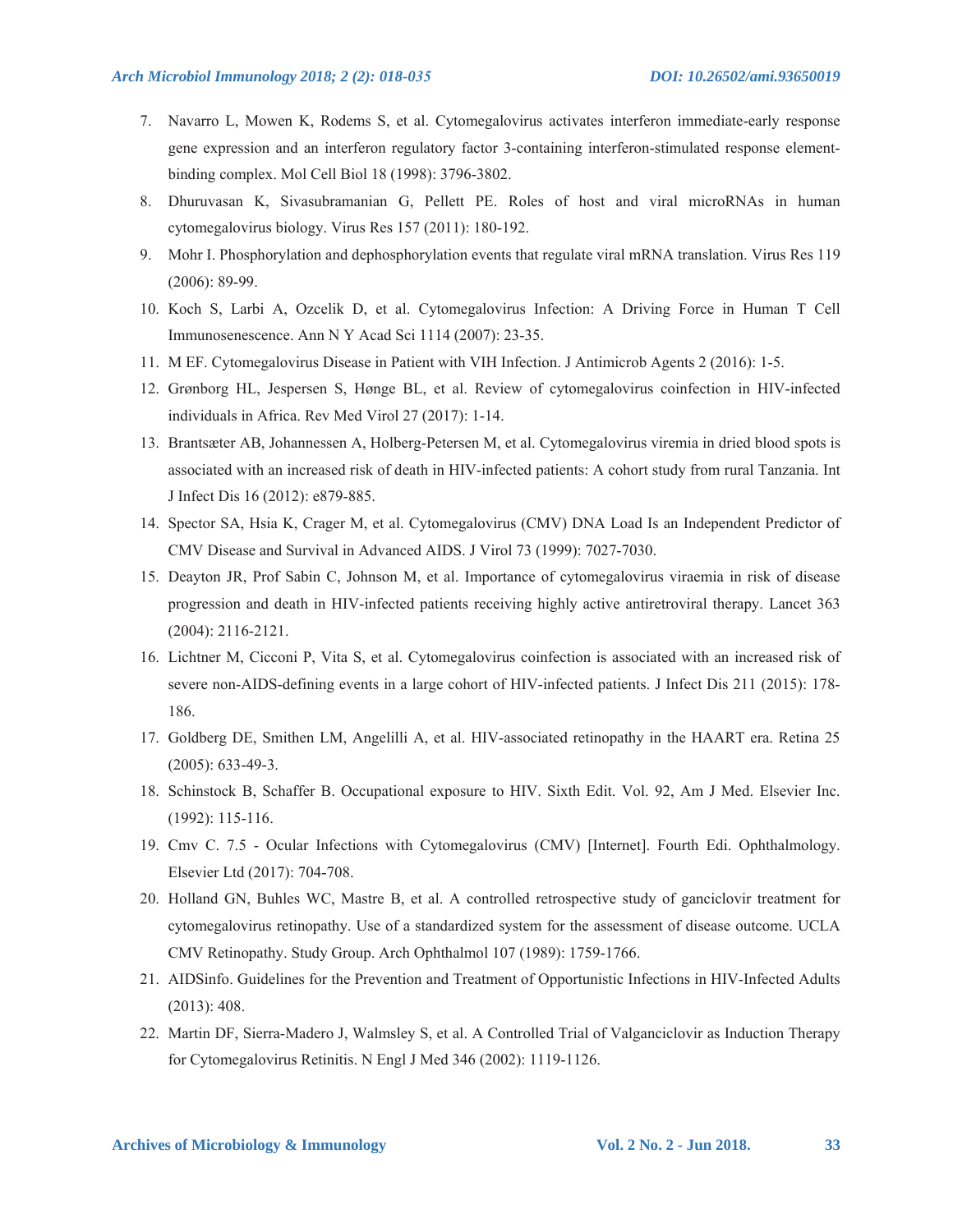7. Navarro L, Mowen K, Rodems S, et al. Cytomegalovirus activates interferon immediate-early response gene expression and an interferon regulatory factor 3-containing interferon-stimulated response element-binding complex. Mol Cell Biol 18 (1998): 3796-3802.
8. Dhuruvasan K, Sivasubramanian G, Pellett PE. Roles of host and viral microRNAs in human cytomegalovirus biology. Virus Res 157 (2011): 180-192.
9. Mohr I. Phosphorylation and dephosphorylation events that regulate viral mRNA translation. Virus Res 119 (2006): 89-99.
10. Koch S, Larbi A, Ozcelik D, et al. Cytomegalovirus Infection: A Driving Force in Human T Cell Immunosenescence. Ann N Y Acad Sci 1114 (2007): 23-35.
11. M EF. Cytomegalovirus Disease in Patient with VIH Infection. J Antimicrob Agents 2 (2016): 1-5.
12. Grønborg HL, Jespersen S, Hønge BL, et al. Review of cytomegalovirus coinfection in HIV-infected individuals in Africa. Rev Med Virol 27 (2017): 1-14.
13. Brantsæter AB, Johannessen A, Holberg-Petersen M, et al. Cytomegalovirus viremia in dried blood spots is associated with an increased risk of death in HIV-infected patients: A cohort study from rural Tanzania. Int J Infect Dis 16 (2012): e879-885.
14. Spector SA, Hsia K, Crager M, et al. Cytomegalovirus (CMV) DNA Load Is an Independent Predictor of CMV Disease and Survival in Advanced AIDS. J Virol 73 (1999): 7027-7030.
15. Deayton JR, Prof Sabin C, Johnson M, et al. Importance of cytomegalovirus viraemia in risk of disease progression and death in HIV-infected patients receiving highly active antiretroviral therapy. Lancet 363 (2004): 2116-2121.
16. Lichtner M, Cicconi P, Vita S, et al. Cytomegalovirus coinfection is associated with an increased risk of severe non-AIDS-defining events in a large cohort of HIV-infected patients. J Infect Dis 211 (2015): 178-186.
17. Goldberg DE, Smithen LM, Angelilli A, et al. HIV-associated retinopathy in the HAART era. Retina 25 (2005): 633-49-3.
18. Schinstock B, Schaffer B. Occupational exposure to HIV. Sixth Edit. Vol. 92, Am J Med. Elsevier Inc. (1992): 115-116.
19. Cmv C. 7.5 - Ocular Infections with Cytomegalovirus (CMV) [Internet]. Fourth Edi. Ophthalmology. Elsevier Ltd (2017): 704-708.
20. Holland GN, Buhles WC, Mastre B, et al. A controlled retrospective study of ganciclovir treatment for cytomegalovirus retinopathy. Use of a standardized system for the assessment of disease outcome. UCLA CMV Retinopathy. Study Group. Arch Ophthalmol 107 (1989): 1759-1766.
21. AIDSinfo. Guidelines for the Prevention and Treatment of Opportunistic Infections in HIV-Infected Adults (2013): 408.
22. Martin DF, Sierra-Madero J, Walmsley S, et al. A Controlled Trial of Valganciclovir as Induction Therapy for Cytomegalovirus Retinitis. N Engl J Med 346 (2002): 1119-1126.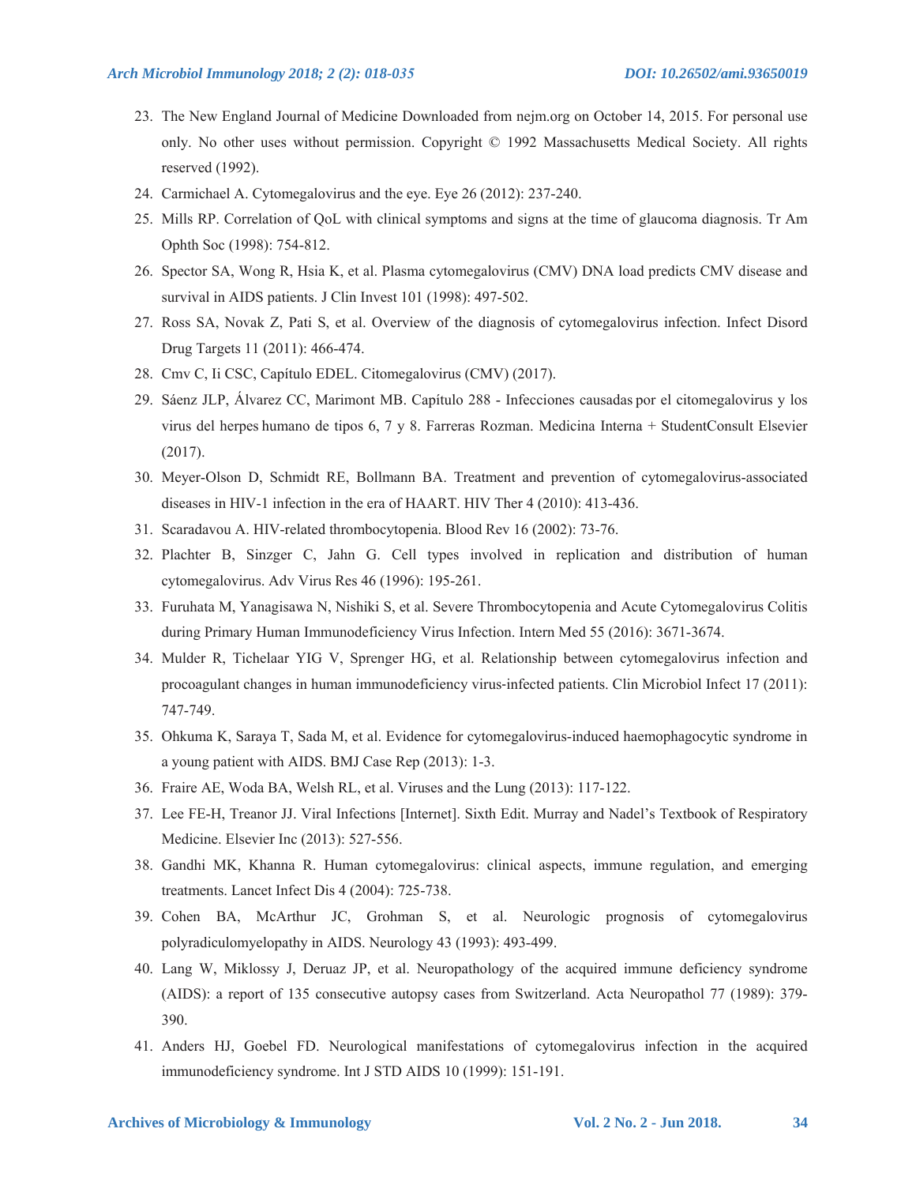23. The New England Journal of Medicine Downloaded from nejm.org on October 14, 2015. For personal use only. No other uses without permission. Copyright © 1992 Massachusetts Medical Society. All rights reserved (1992).
24. Carmichael A. Cytomegalovirus and the eye. Eye 26 (2012): 237-240.
25. Mills RP. Correlation of QoL with clinical symptoms and signs at the time of glaucoma diagnosis. Tr Am Ophth Soc (1998): 754-812.
26. Spector SA, Wong R, Hsia K, et al. Plasma cytomegalovirus (CMV) DNA load predicts CMV disease and survival in AIDS patients. J Clin Invest 101 (1998): 497-502.
27. Ross SA, Novak Z, Pati S, et al. Overview of the diagnosis of cytomegalovirus infection. Infect Disord Drug Targets 11 (2011): 466-474.
28. Cmv C, Ii CSC, Capítulo EDEL. Citomegalovirus (CMV) (2017).
29. Sáenz JLP, Álvarez CC, Marimont MB. Capítulo 288 - Infecciones causadas por el citomegalovirus y los virus del herpes humano de tipos 6, 7 y 8. Farreras Rozman. Medicina Interna + StudentConsult Elsevier (2017).
30. Meyer-Olson D, Schmidt RE, Bollmann BA. Treatment and prevention of cytomegalovirus-associated diseases in HIV-1 infection in the era of HAART. HIV Ther 4 (2010): 413-436.
31. Scaradavou A. HIV-related thrombocytopenia. Blood Rev 16 (2002): 73-76.
32. Plachter B, Sinzger C, Jahn G. Cell types involved in replication and distribution of human cytomegalovirus. Adv Virus Res 46 (1996): 195-261.
33. Furuhata M, Yanagisawa N, Nishiki S, et al. Severe Thrombocytopenia and Acute Cytomegalovirus Colitis during Primary Human Immunodeficiency Virus Infection. Intern Med 55 (2016): 3671-3674.
34. Mulder R, Tichelaar YIG V, Sprenger HG, et al. Relationship between cytomegalovirus infection and procoagulant changes in human immunodeficiency virus-infected patients. Clin Microbiol Infect 17 (2011): 747-749.
35. Ohkuma K, Saraya T, Sada M, et al. Evidence for cytomegalovirus-induced haemophagocytic syndrome in a young patient with AIDS. BMJ Case Rep (2013): 1-3.
36. Fraire AE, Woda BA, Welsh RL, et al. Viruses and the Lung (2013): 117-122.
37. Lee FE-H, Treanor JJ. Viral Infections [Internet]. Sixth Edit. Murray and Nadel's Textbook of Respiratory Medicine. Elsevier Inc (2013): 527-556.
38. Gandhi MK, Khanna R. Human cytomegalovirus: clinical aspects, immune regulation, and emerging treatments. Lancet Infect Dis 4 (2004): 725-738.
39. Cohen BA, McArthur JC, Grohman S, et al. Neurologic prognosis of cytomegalovirus polyradiculomyelopathy in AIDS. Neurology 43 (1993): 493-499.
40. Lang W, Miklossy J, Deruaz JP, et al. Neuropathology of the acquired immune deficiency syndrome (AIDS): a report of 135 consecutive autopsy cases from Switzerland. Acta Neuropathol 77 (1989): 379-390.
41. Anders HJ, Goebel FD. Neurological manifestations of cytomegalovirus infection in the acquired immunodeficiency syndrome. Int J STD AIDS 10 (1999): 151-191.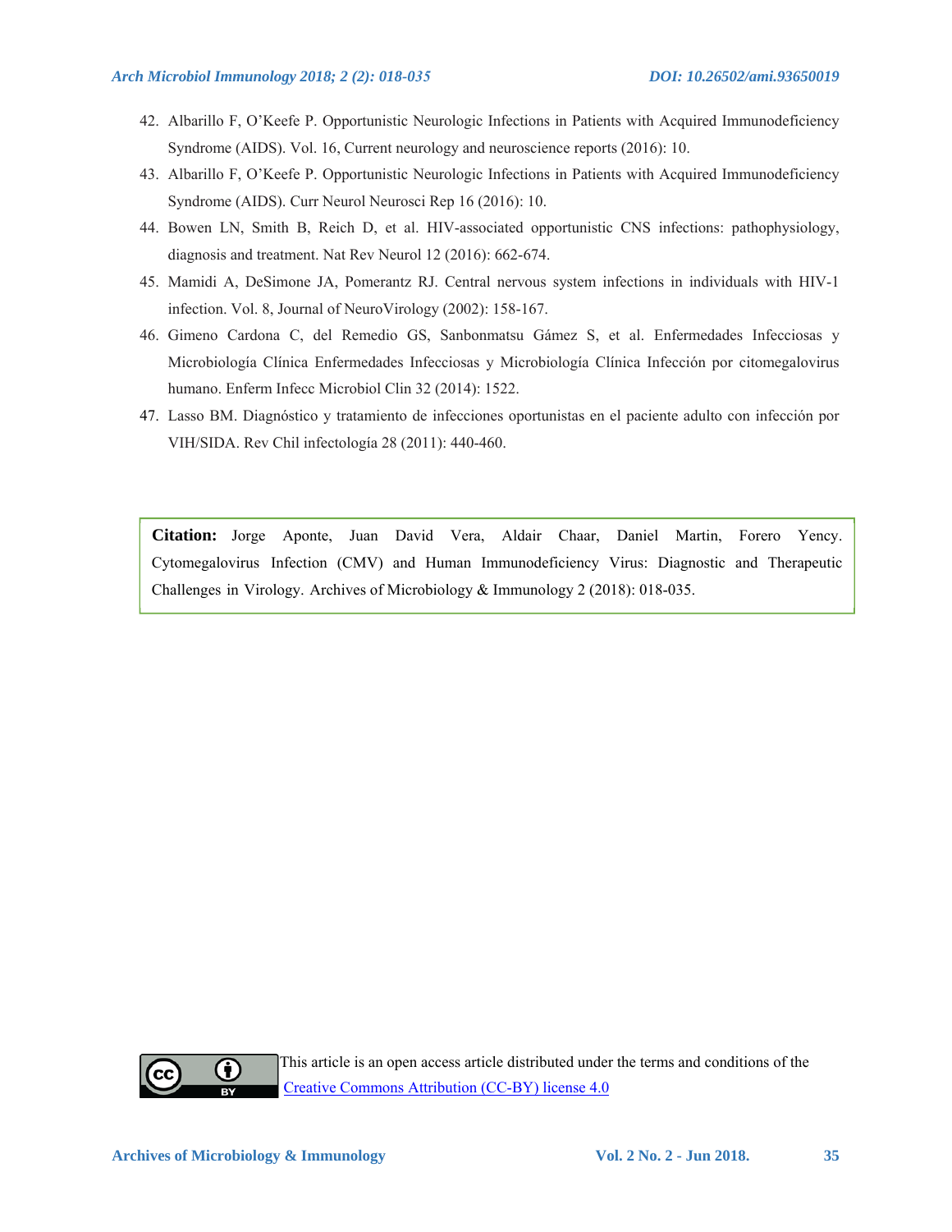42. Albarillo F, O'Keefe P. Opportunistic Neurologic Infections in Patients with Acquired Immunodeficiency Syndrome (AIDS). Vol. 16, Current neurology and neuroscience reports (2016): 10.
43. Albarillo F, O'Keefe P. Opportunistic Neurologic Infections in Patients with Acquired Immunodeficiency Syndrome (AIDS). Curr Neurol Neurosci Rep 16 (2016): 10.
44. Bowen LN, Smith B, Reich D, et al. HIV-associated opportunistic CNS infections: pathophysiology, diagnosis and treatment. Nat Rev Neurol 12 (2016): 662-674.
45. Mamidi A, DeSimone JA, Pomerantz RJ. Central nervous system infections in individuals with HIV-1 infection. Vol. 8, Journal of NeuroVirology (2002): 158-167.
46. Gimeno Cardona C, del Remedio GS, Sanbonmatsu Gámez S, et al. Enfermedades Infecciosas y Microbiología Clínica Enfermedades Infecciosas y Microbiología Clínica Infección por citomegalovirus humano. Enferm Infecc Microbiol Clin 32 (2014): 1522.
47. Lasso BM. Diagnóstico y tratamiento de infecciones oportunistas en el paciente adulto con infección por VIH/SIDA. Rev Chil infectología 28 (2011): 440-460.

**Citation:** Jorge Aponte, Juan David Vera, Aldair Chaar, Daniel Martin, Forero Yency. Cytomegalovirus Infection (CMV) and Human Immunodeficiency Virus: Diagnostic and Therapeutic Challenges in Virology. Archives of Microbiology & Immunology 2 (2018): 018-035.

This article is an open access article distributed under the terms and conditions of the Creative Commons Attribution (CC-BY) license 4.0